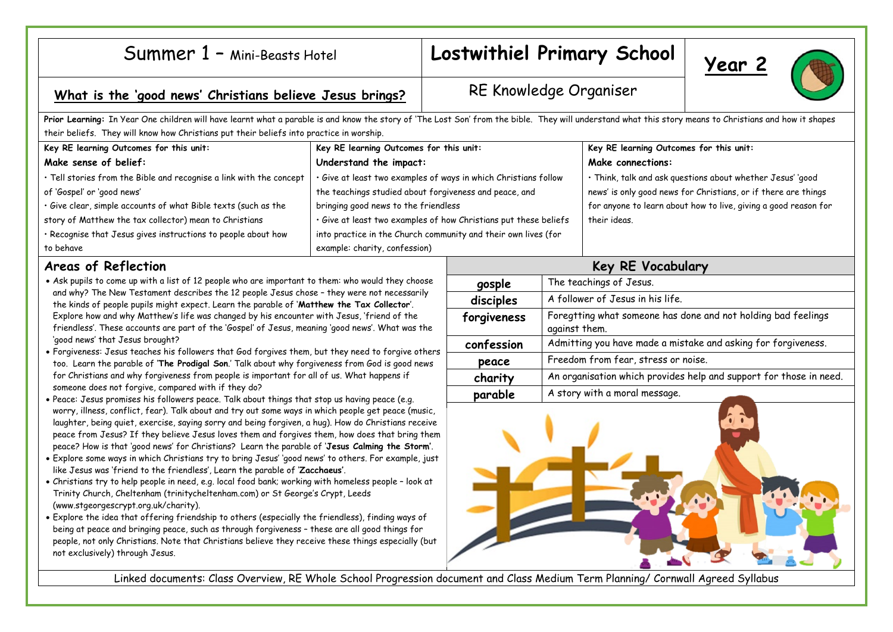# Summer 1 – Mini-Beasts Hotel

# Lostwithiel Primary School

## Year 2

## What is the 'good news' Christians believe Jesus brings?

## RE Knowledge Organiser

**Prior Learning:** In Year One children will have learnt what a parable is and know the story of 'The Lost Son' from the bible. They will understand what this story means to Christians and how it shapes their beliefs. They will know how Christians put their beliefs into practice in worship.

| Key RE learning Outcomes for this unit: | Key RE learning Outcomes for this unit: | Key RE learning Outcomes for this unit: |
|---|---|---|
| **Make sense of belief:** | **Understand the impact:** | **Make connections:** |
| • Tell stories from the Bible and recognise a link with the concept of 'Gospel' or 'good news'<br>• Give clear, simple accounts of what Bible texts (such as the story of Matthew the tax collector) mean to Christians<br>• Recognise that Jesus gives instructions to people about how to behave | • Give at least two examples of ways in which Christians follow the teachings studied about forgiveness and peace, and bringing good news to the friendless<br>• Give at least two examples of how Christians put these beliefs into practice in the Church community and their own lives (for example: charity, confession) | • Think, talk and ask questions about whether Jesus' 'good news' is only good news for Christians, or if there are things for anyone to learn about how to live, giving a good reason for their ideas. |

## Areas of Reflection

- Ask pupils to come up with a list of 12 people who are important to them: who would they choose and why? The New Testament describes the 12 people Jesus chose – they were not necessarily the kinds of people pupils might expect. Learn the parable of '**Matthew the Tax Collector**'. Explore how and why Matthew's life was changed by his encounter with Jesus, 'friend of the friendless'. These accounts are part of the 'Gospel' of Jesus, meaning 'good news'. What was the 'good news' that Jesus brought?
- Forgiveness: Jesus teaches his followers that God forgives them, but they need to forgive others too. Learn the parable of '**The Prodigal Son**.' Talk about why forgiveness from God is good news for Christians and why forgiveness from people is important for all of us. What happens if someone does not forgive, compared with if they do?
- Peace: Jesus promises his followers peace. Talk about things that stop us having peace (e.g. worry, illness, conflict, fear). Talk about and try out some ways in which people get peace (music, laughter, being quiet, exercise, saying sorry and being forgiven, a hug). How do Christians receive peace from Jesus? If they believe Jesus loves them and forgives them, how does that bring them peace? How is that 'good news' for Christians? Learn the parable of '**Jesus Calming the Storm**'.
- Explore some ways in which Christians try to bring Jesus' 'good news' to others. For example, just like Jesus was 'friend to the friendless', Learn the parable of '**Zacchaeus**'.
- Christians try to help people in need, e.g. local food bank; working with homeless people – look at Trinity Church, Cheltenham (trinitycheltenham.com) or St George's Crypt, Leeds (www.stgeorgescrypt.org.uk/charity).
- Explore the idea that offering friendship to others (especially the friendless), finding ways of being at peace and bringing peace, such as through forgiveness – these are all good things for people, not only Christians. Note that Christians believe they receive these things especially (but not exclusively) through Jesus.

## Key RE Vocabulary

| Word | Meaning |
|---|---|
| **gosple** | The teachings of Jesus. |
| **disciples** | A follower of Jesus in his life. |
| **forgiveness** | Foregtting what someone has done and not holding bad feelings against them. |
| **confession** | Admitting you have made a mistake and asking for forgiveness. |
| **peace** | Freedom from fear, stress or noise. |
| **charity** | An organisation which provides help and support for those in need. |
| **parable** | A story with a moral message. |

Linked documents: Class Overview, RE Whole School Progression document and Class Medium Term Planning/ Cornwall Agreed Syllabus